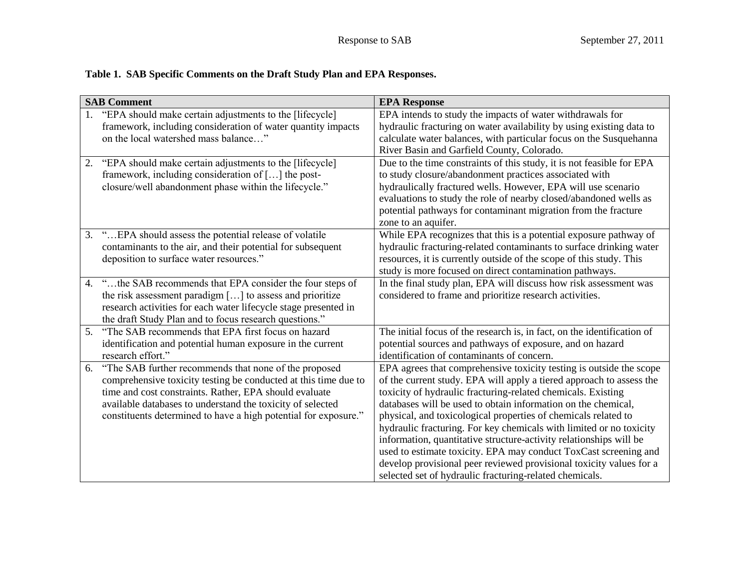**Table 1. SAB Specific Comments on the Draft Study Plan and EPA Responses.**

| SAB Comment | EPA Response |
|---|---|
| 1. "EPA should make certain adjustments to the [lifecycle] framework, including consideration of water quantity impacts on the local watershed mass balance…" | EPA intends to study the impacts of water withdrawals for hydraulic fracturing on water availability by using existing data to calculate water balances, with particular focus on the Susquehanna River Basin and Garfield County, Colorado. |
| 2. "EPA should make certain adjustments to the [lifecycle] framework, including consideration of […] the post-closure/well abandonment phase within the lifecycle." | Due to the time constraints of this study, it is not feasible for EPA to study closure/abandonment practices associated with hydraulically fractured wells. However, EPA will use scenario evaluations to study the role of nearby closed/abandoned wells as potential pathways for contaminant migration from the fracture zone to an aquifer. |
| 3. "…EPA should assess the potential release of volatile contaminants to the air, and their potential for subsequent deposition to surface water resources." | While EPA recognizes that this is a potential exposure pathway of hydraulic fracturing-related contaminants to surface drinking water resources, it is currently outside of the scope of this study. This study is more focused on direct contamination pathways. |
| 4. "…the SAB recommends that EPA consider the four steps of the risk assessment paradigm […] to assess and prioritize research activities for each water lifecycle stage presented in the draft Study Plan and to focus research questions." | In the final study plan, EPA will discuss how risk assessment was considered to frame and prioritize research activities. |
| 5. "The SAB recommends that EPA first focus on hazard identification and potential human exposure in the current research effort." | The initial focus of the research is, in fact, on the identification of potential sources and pathways of exposure, and on hazard identification of contaminants of concern. |
| 6. "The SAB further recommends that none of the proposed comprehensive toxicity testing be conducted at this time due to time and cost constraints. Rather, EPA should evaluate available databases to understand the toxicity of selected constituents determined to have a high potential for exposure." | EPA agrees that comprehensive toxicity testing is outside the scope of the current study. EPA will apply a tiered approach to assess the toxicity of hydraulic fracturing-related chemicals. Existing databases will be used to obtain information on the chemical, physical, and toxicological properties of chemicals related to hydraulic fracturing. For key chemicals with limited or no toxicity information, quantitative structure-activity relationships will be used to estimate toxicity. EPA may conduct ToxCast screening and develop provisional peer reviewed provisional toxicity values for a selected set of hydraulic fracturing-related chemicals. |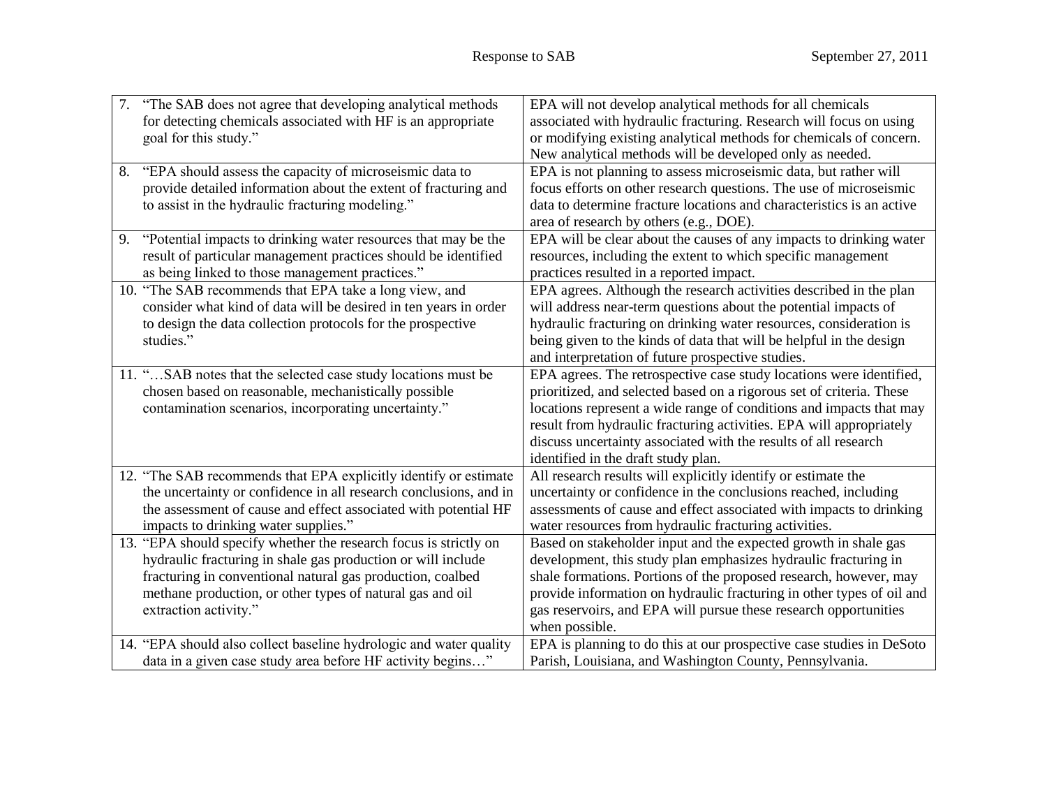| | |
|---|---|
| 7. "The SAB does not agree that developing analytical methods for detecting chemicals associated with HF is an appropriate goal for this study." | EPA will not develop analytical methods for all chemicals associated with hydraulic fracturing. Research will focus on using or modifying existing analytical methods for chemicals of concern. New analytical methods will be developed only as needed. |
| 8. "EPA should assess the capacity of microseismic data to provide detailed information about the extent of fracturing and to assist in the hydraulic fracturing modeling." | EPA is not planning to assess microseismic data, but rather will focus efforts on other research questions. The use of microseismic data to determine fracture locations and characteristics is an active area of research by others (e.g., DOE). |
| 9. "Potential impacts to drinking water resources that may be the result of particular management practices should be identified as being linked to those management practices." | EPA will be clear about the causes of any impacts to drinking water resources, including the extent to which specific management practices resulted in a reported impact. |
| 10. "The SAB recommends that EPA take a long view, and consider what kind of data will be desired in ten years in order to design the data collection protocols for the prospective studies." | EPA agrees. Although the research activities described in the plan will address near-term questions about the potential impacts of hydraulic fracturing on drinking water resources, consideration is being given to the kinds of data that will be helpful in the design and interpretation of future prospective studies. |
| 11. "…SAB notes that the selected case study locations must be chosen based on reasonable, mechanistically possible contamination scenarios, incorporating uncertainty." | EPA agrees. The retrospective case study locations were identified, prioritized, and selected based on a rigorous set of criteria. These locations represent a wide range of conditions and impacts that may result from hydraulic fracturing activities. EPA will appropriately discuss uncertainty associated with the results of all research identified in the draft study plan. |
| 12. "The SAB recommends that EPA explicitly identify or estimate the uncertainty or confidence in all research conclusions, and in the assessment of cause and effect associated with potential HF impacts to drinking water supplies." | All research results will explicitly identify or estimate the uncertainty or confidence in the conclusions reached, including assessments of cause and effect associated with impacts to drinking water resources from hydraulic fracturing activities. |
| 13. "EPA should specify whether the research focus is strictly on hydraulic fracturing in shale gas production or will include fracturing in conventional natural gas production, coalbed methane production, or other types of natural gas and oil extraction activity." | Based on stakeholder input and the expected growth in shale gas development, this study plan emphasizes hydraulic fracturing in shale formations. Portions of the proposed research, however, may provide information on hydraulic fracturing in other types of oil and gas reservoirs, and EPA will pursue these research opportunities when possible. |
| 14. "EPA should also collect baseline hydrologic and water quality data in a given case study area before HF activity begins…" | EPA is planning to do this at our prospective case studies in DeSoto Parish, Louisiana, and Washington County, Pennsylvania. |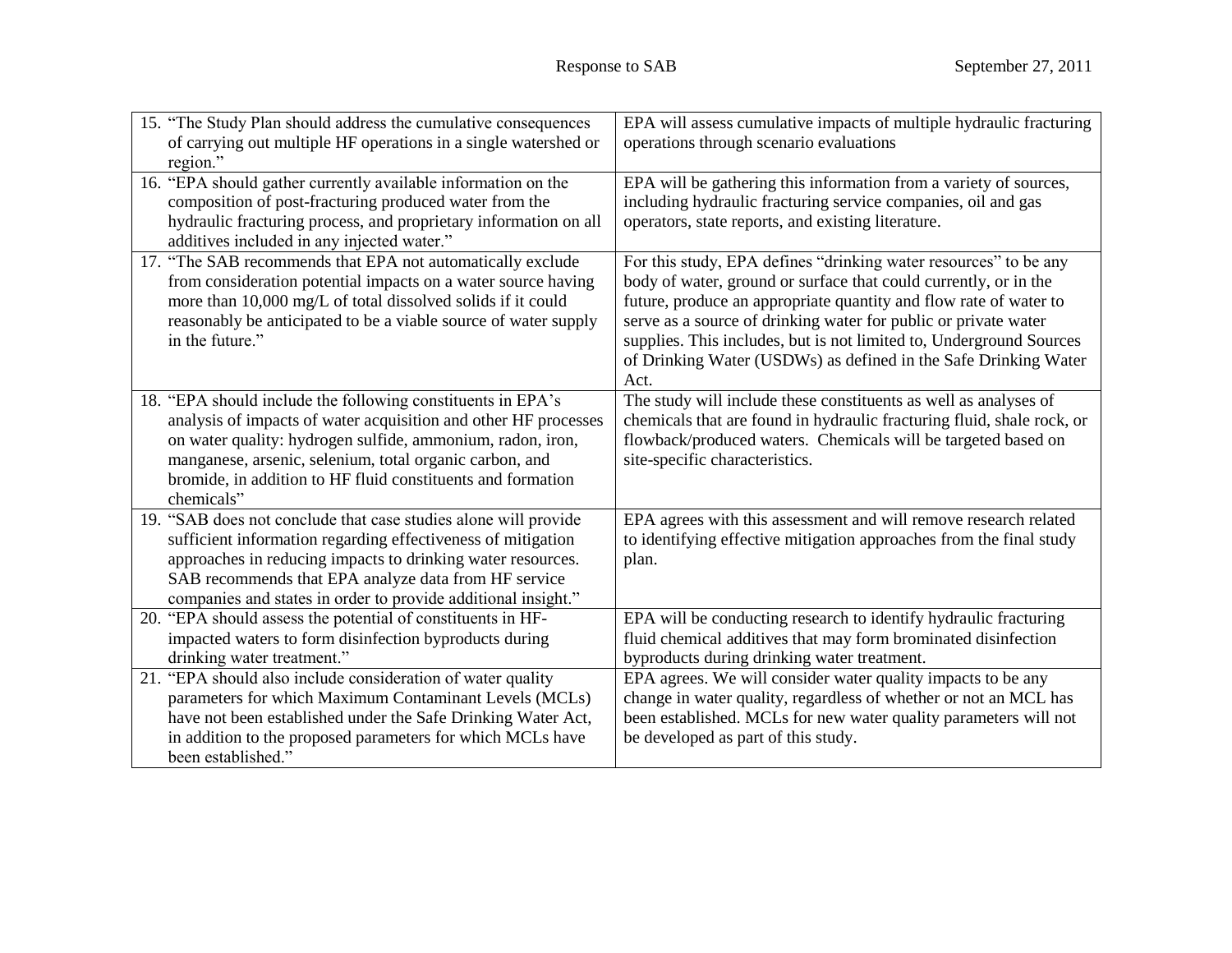| | |
|---|---|
| 15. "The Study Plan should address the cumulative consequences of carrying out multiple HF operations in a single watershed or region." | EPA will assess cumulative impacts of multiple hydraulic fracturing operations through scenario evaluations |
| 16. "EPA should gather currently available information on the composition of post-fracturing produced water from the hydraulic fracturing process, and proprietary information on all additives included in any injected water." | EPA will be gathering this information from a variety of sources, including hydraulic fracturing service companies, oil and gas operators, state reports, and existing literature. |
| 17. "The SAB recommends that EPA not automatically exclude from consideration potential impacts on a water source having more than 10,000 mg/L of total dissolved solids if it could reasonably be anticipated to be a viable source of water supply in the future." | For this study, EPA defines "drinking water resources" to be any body of water, ground or surface that could currently, or in the future, produce an appropriate quantity and flow rate of water to serve as a source of drinking water for public or private water supplies. This includes, but is not limited to, Underground Sources of Drinking Water (USDWs) as defined in the Safe Drinking Water Act. |
| 18. "EPA should include the following constituents in EPA's analysis of impacts of water acquisition and other HF processes on water quality: hydrogen sulfide, ammonium, radon, iron, manganese, arsenic, selenium, total organic carbon, and bromide, in addition to HF fluid constituents and formation chemicals" | The study will include these constituents as well as analyses of chemicals that are found in hydraulic fracturing fluid, shale rock, or flowback/produced waters. Chemicals will be targeted based on site-specific characteristics. |
| 19. "SAB does not conclude that case studies alone will provide sufficient information regarding effectiveness of mitigation approaches in reducing impacts to drinking water resources. SAB recommends that EPA analyze data from HF service companies and states in order to provide additional insight." | EPA agrees with this assessment and will remove research related to identifying effective mitigation approaches from the final study plan. |
| 20. "EPA should assess the potential of constituents in HF-impacted waters to form disinfection byproducts during drinking water treatment." | EPA will be conducting research to identify hydraulic fracturing fluid chemical additives that may form brominated disinfection byproducts during drinking water treatment. |
| 21. "EPA should also include consideration of water quality parameters for which Maximum Contaminant Levels (MCLs) have not been established under the Safe Drinking Water Act, in addition to the proposed parameters for which MCLs have been established." | EPA agrees. We will consider water quality impacts to be any change in water quality, regardless of whether or not an MCL has been established. MCLs for new water quality parameters will not be developed as part of this study. |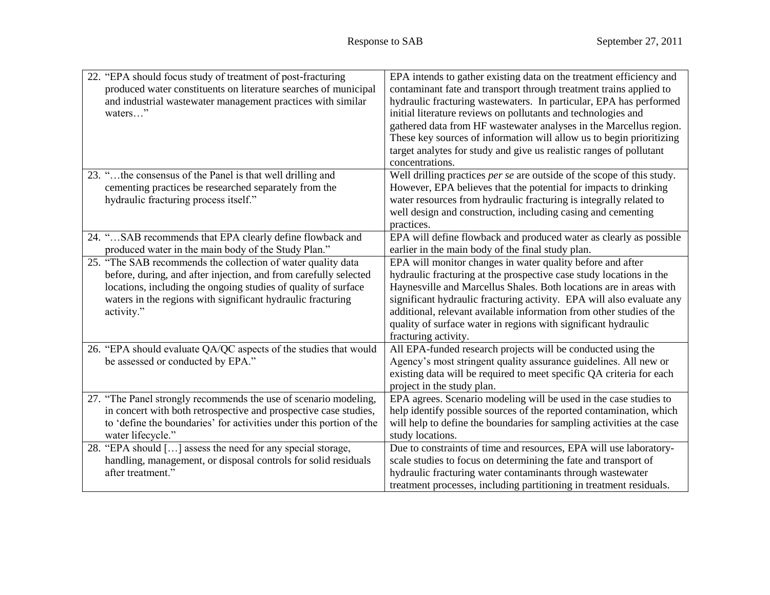| | |
|---|---|
| 22. "EPA should focus study of treatment of post-fracturing produced water constituents on literature searches of municipal and industrial wastewater management practices with similar waters…" | EPA intends to gather existing data on the treatment efficiency and contaminant fate and transport through treatment trains applied to hydraulic fracturing wastewaters. In particular, EPA has performed initial literature reviews on pollutants and technologies and gathered data from HF wastewater analyses in the Marcellus region. These key sources of information will allow us to begin prioritizing target analytes for study and give us realistic ranges of pollutant concentrations. |
| 23. "…the consensus of the Panel is that well drilling and cementing practices be researched separately from the hydraulic fracturing process itself." | Well drilling practices *per se* are outside of the scope of this study. However, EPA believes that the potential for impacts to drinking water resources from hydraulic fracturing is integrally related to well design and construction, including casing and cementing practices. |
| 24. "…SAB recommends that EPA clearly define flowback and produced water in the main body of the Study Plan." | EPA will define flowback and produced water as clearly as possible earlier in the main body of the final study plan. |
| 25. "The SAB recommends the collection of water quality data before, during, and after injection, and from carefully selected locations, including the ongoing studies of quality of surface waters in the regions with significant hydraulic fracturing activity." | EPA will monitor changes in water quality before and after hydraulic fracturing at the prospective case study locations in the Haynesville and Marcellus Shales. Both locations are in areas with significant hydraulic fracturing activity. EPA will also evaluate any additional, relevant available information from other studies of the quality of surface water in regions with significant hydraulic fracturing activity. |
| 26. "EPA should evaluate QA/QC aspects of the studies that would be assessed or conducted by EPA." | All EPA-funded research projects will be conducted using the Agency's most stringent quality assurance guidelines. All new or existing data will be required to meet specific QA criteria for each project in the study plan. |
| 27. "The Panel strongly recommends the use of scenario modeling, in concert with both retrospective and prospective case studies, to 'define the boundaries' for activities under this portion of the water lifecycle." | EPA agrees. Scenario modeling will be used in the case studies to help identify possible sources of the reported contamination, which will help to define the boundaries for sampling activities at the case study locations. |
| 28. "EPA should […] assess the need for any special storage, handling, management, or disposal controls for solid residuals after treatment." | Due to constraints of time and resources, EPA will use laboratory-scale studies to focus on determining the fate and transport of hydraulic fracturing water contaminants through wastewater treatment processes, including partitioning in treatment residuals. |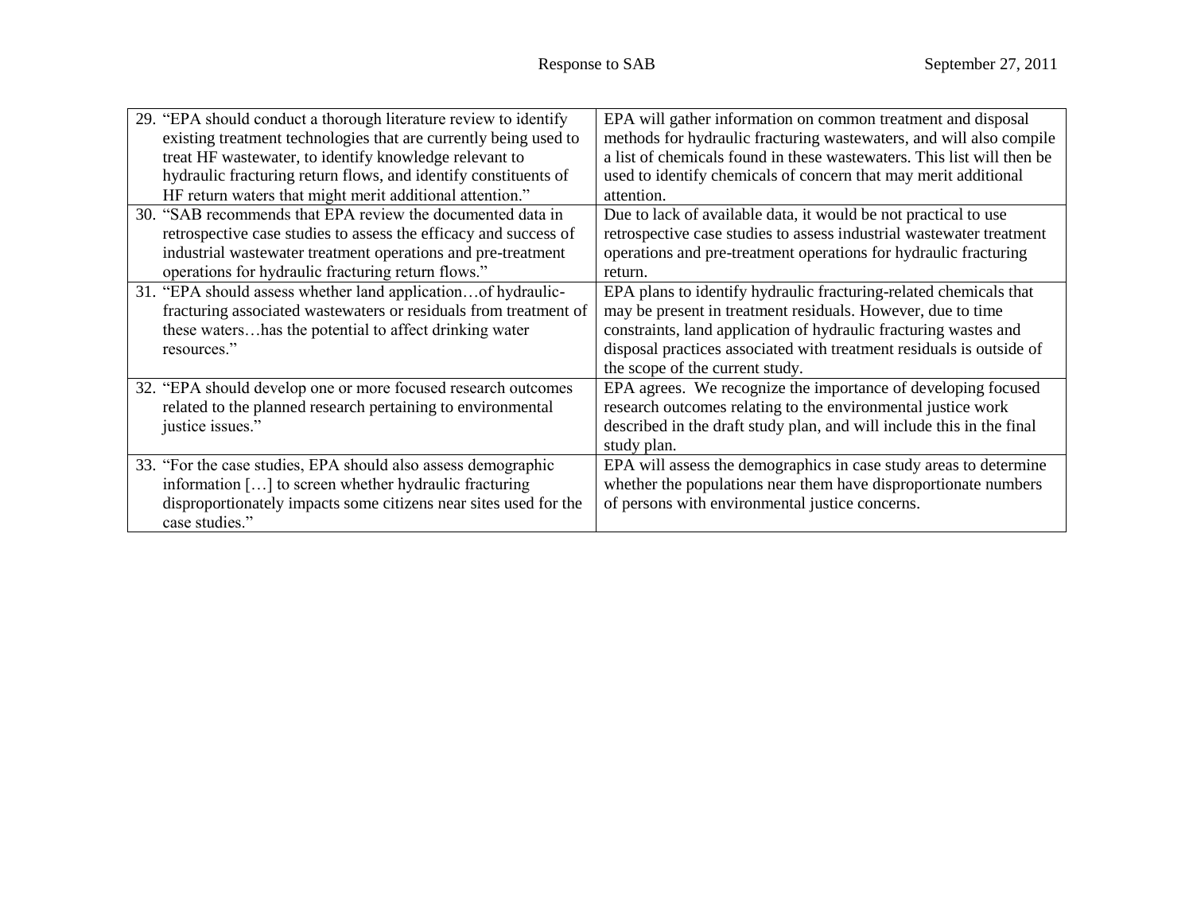| | |
|---|---|
| 29. "EPA should conduct a thorough literature review to identify existing treatment technologies that are currently being used to treat HF wastewater, to identify knowledge relevant to hydraulic fracturing return flows, and identify constituents of HF return waters that might merit additional attention." | EPA will gather information on common treatment and disposal methods for hydraulic fracturing wastewaters, and will also compile a list of chemicals found in these wastewaters. This list will then be used to identify chemicals of concern that may merit additional attention. |
| 30. "SAB recommends that EPA review the documented data in retrospective case studies to assess the efficacy and success of industrial wastewater treatment operations and pre-treatment operations for hydraulic fracturing return flows." | Due to lack of available data, it would be not practical to use retrospective case studies to assess industrial wastewater treatment operations and pre-treatment operations for hydraulic fracturing return. |
| 31. "EPA should assess whether land application…of hydraulic-fracturing associated wastewaters or residuals from treatment of these waters…has the potential to affect drinking water resources." | EPA plans to identify hydraulic fracturing-related chemicals that may be present in treatment residuals. However, due to time constraints, land application of hydraulic fracturing wastes and disposal practices associated with treatment residuals is outside of the scope of the current study. |
| 32. "EPA should develop one or more focused research outcomes related to the planned research pertaining to environmental justice issues." | EPA agrees. We recognize the importance of developing focused research outcomes relating to the environmental justice work described in the draft study plan, and will include this in the final study plan. |
| 33. "For the case studies, EPA should also assess demographic information […] to screen whether hydraulic fracturing disproportionately impacts some citizens near sites used for the case studies." | EPA will assess the demographics in case study areas to determine whether the populations near them have disproportionate numbers of persons with environmental justice concerns. |